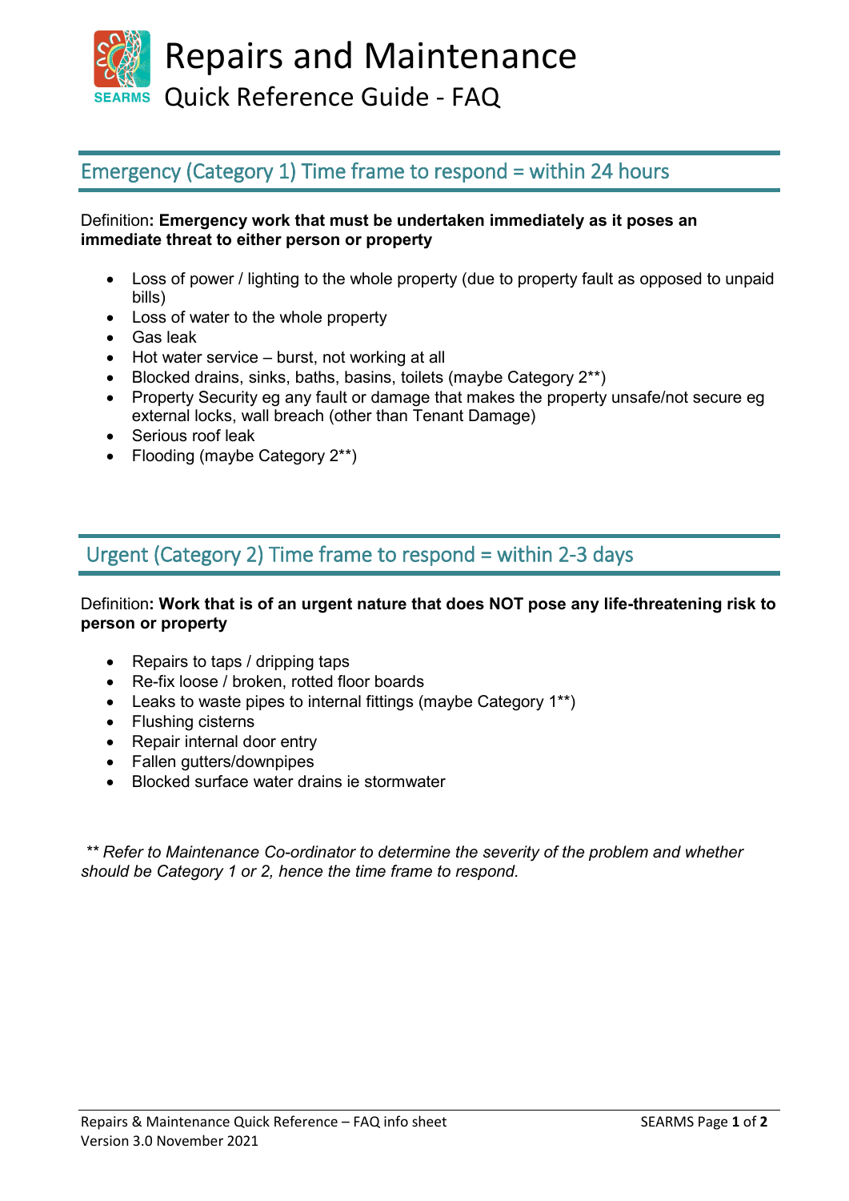# Repairs and Maintenance

## Quick Reference Guide - FAQ

## Emergency (Category 1) Time frame to respond = within 24 hours

Definition: **Emergency work that must be undertaken immediately as it poses an immediate threat to either person or property**

- Loss of power / lighting to the whole property (due to property fault as opposed to unpaid bills)
- Loss of water to the whole property
- Gas leak
- Hot water service – burst, not working at all
- Blocked drains, sinks, baths, basins, toilets (maybe Category 2**)
- Property Security eg any fault or damage that makes the property unsafe/not secure eg external locks, wall breach (other than Tenant Damage)
- Serious roof leak
- Flooding (maybe Category 2**)

## Urgent (Category 2) Time frame to respond = within 2-3 days

Definition: **Work that is of an urgent nature that does NOT pose any life-threatening risk to person or property**

- Repairs to taps / dripping taps
- Re-fix loose / broken, rotted floor boards
- Leaks to waste pipes to internal fittings (maybe Category 1**)
- Flushing cisterns
- Repair internal door entry
- Fallen gutters/downpipes
- Blocked surface water drains ie stormwater

*\*\* Refer to Maintenance Co-ordinator to determine the severity of the problem and whether should be Category 1 or 2, hence the time frame to respond.*

Repairs & Maintenance Quick Reference – FAQ info sheet
Version 3.0 November 2021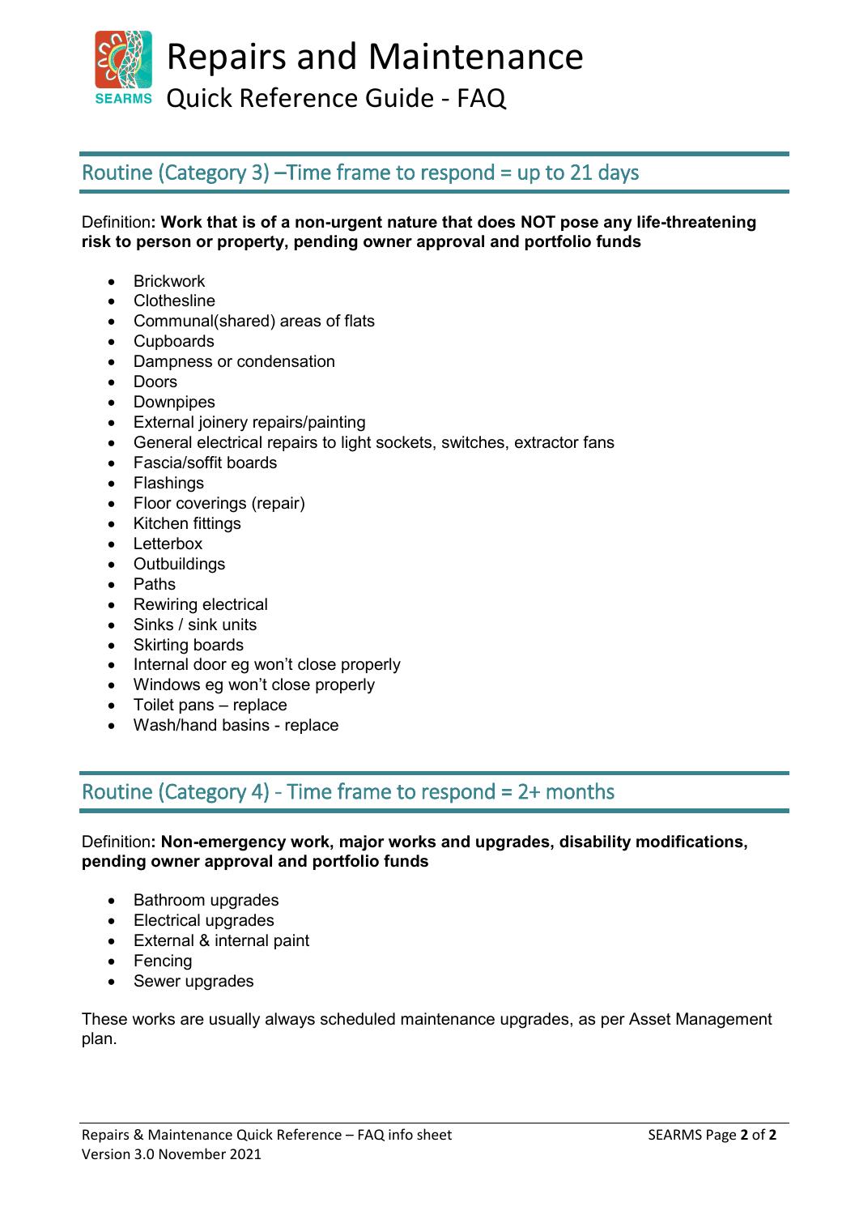# Repairs and Maintenance

## Quick Reference Guide - FAQ

## Routine (Category 3) –Time frame to respond = up to 21 days

Definition: **Work that is of a non-urgent nature that does NOT pose any life-threatening risk to person or property, pending owner approval and portfolio funds**

- Brickwork
- Clothesline
- Communal(shared) areas of flats
- Cupboards
- Dampness or condensation
- Doors
- Downpipes
- External joinery repairs/painting
- General electrical repairs to light sockets, switches, extractor fans
- Fascia/soffit boards
- Flashings
- Floor coverings (repair)
- Kitchen fittings
- Letterbox
- Outbuildings
- Paths
- Rewiring electrical
- Sinks / sink units
- Skirting boards
- Internal door eg won't close properly
- Windows eg won't close properly
- Toilet pans – replace
- Wash/hand basins - replace

## Routine (Category 4) - Time frame to respond = 2+ months

Definition: **Non-emergency work, major works and upgrades, disability modifications, pending owner approval and portfolio funds**

- Bathroom upgrades
- Electrical upgrades
- External & internal paint
- Fencing
- Sewer upgrades

These works are usually always scheduled maintenance upgrades, as per Asset Management plan.